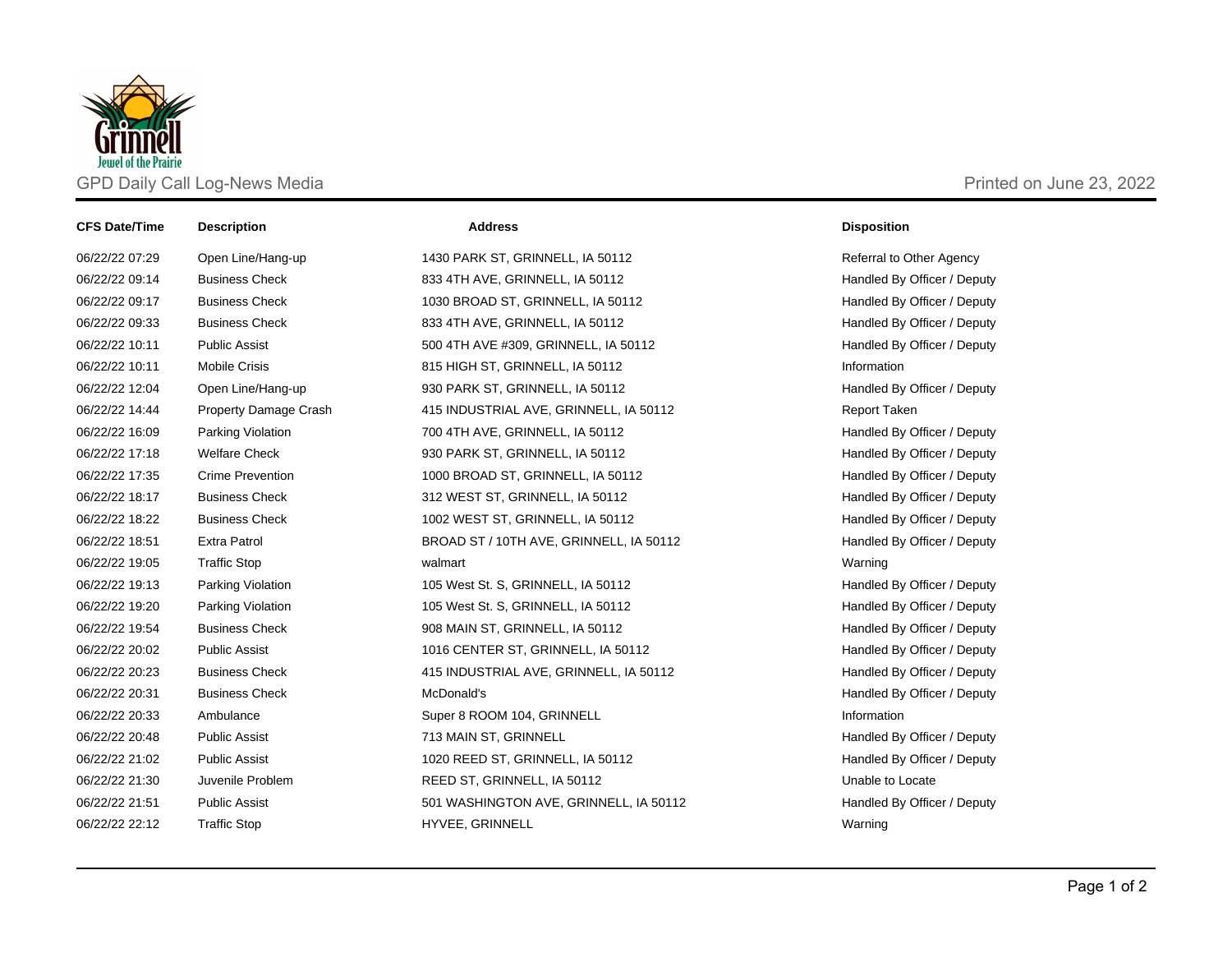# GPD Daily Call Log-News Media

Printed on June 23, 2022

| CFS Date/Time | Description | Address | Disposition |
|---|---|---|---|
| 06/22/22 07:29 | Open Line/Hang-up | 1430 PARK ST, GRINNELL, IA 50112 | Referral to Other Agency |
| 06/22/22 09:14 | Business Check | 833 4TH AVE, GRINNELL, IA 50112 | Handled By Officer / Deputy |
| 06/22/22 09:17 | Business Check | 1030 BROAD ST, GRINNELL, IA 50112 | Handled By Officer / Deputy |
| 06/22/22 09:33 | Business Check | 833 4TH AVE, GRINNELL, IA 50112 | Handled By Officer / Deputy |
| 06/22/22 10:11 | Public Assist | 500 4TH AVE #309, GRINNELL, IA 50112 | Handled By Officer / Deputy |
| 06/22/22 10:11 | Mobile Crisis | 815 HIGH ST, GRINNELL, IA 50112 | Information |
| 06/22/22 12:04 | Open Line/Hang-up | 930 PARK ST, GRINNELL, IA 50112 | Handled By Officer / Deputy |
| 06/22/22 14:44 | Property Damage Crash | 415 INDUSTRIAL AVE, GRINNELL, IA 50112 | Report Taken |
| 06/22/22 16:09 | Parking Violation | 700 4TH AVE, GRINNELL, IA 50112 | Handled By Officer / Deputy |
| 06/22/22 17:18 | Welfare Check | 930 PARK ST, GRINNELL, IA 50112 | Handled By Officer / Deputy |
| 06/22/22 17:35 | Crime Prevention | 1000 BROAD ST, GRINNELL, IA 50112 | Handled By Officer / Deputy |
| 06/22/22 18:17 | Business Check | 312 WEST ST, GRINNELL, IA 50112 | Handled By Officer / Deputy |
| 06/22/22 18:22 | Business Check | 1002 WEST ST, GRINNELL, IA 50112 | Handled By Officer / Deputy |
| 06/22/22 18:51 | Extra Patrol | BROAD ST / 10TH AVE, GRINNELL, IA 50112 | Handled By Officer / Deputy |
| 06/22/22 19:05 | Traffic Stop | walmart | Warning |
| 06/22/22 19:13 | Parking Violation | 105 West St. S, GRINNELL, IA 50112 | Handled By Officer / Deputy |
| 06/22/22 19:20 | Parking Violation | 105 West St. S, GRINNELL, IA 50112 | Handled By Officer / Deputy |
| 06/22/22 19:54 | Business Check | 908 MAIN ST, GRINNELL, IA 50112 | Handled By Officer / Deputy |
| 06/22/22 20:02 | Public Assist | 1016 CENTER ST, GRINNELL, IA 50112 | Handled By Officer / Deputy |
| 06/22/22 20:23 | Business Check | 415 INDUSTRIAL AVE, GRINNELL, IA 50112 | Handled By Officer / Deputy |
| 06/22/22 20:31 | Business Check | McDonald's | Handled By Officer / Deputy |
| 06/22/22 20:33 | Ambulance | Super 8 ROOM 104, GRINNELL | Information |
| 06/22/22 20:48 | Public Assist | 713 MAIN ST, GRINNELL | Handled By Officer / Deputy |
| 06/22/22 21:02 | Public Assist | 1020 REED ST, GRINNELL, IA 50112 | Handled By Officer / Deputy |
| 06/22/22 21:30 | Juvenile Problem | REED ST, GRINNELL, IA 50112 | Unable to Locate |
| 06/22/22 21:51 | Public Assist | 501 WASHINGTON AVE, GRINNELL, IA 50112 | Handled By Officer / Deputy |
| 06/22/22 22:12 | Traffic Stop | HYVEE, GRINNELL | Warning |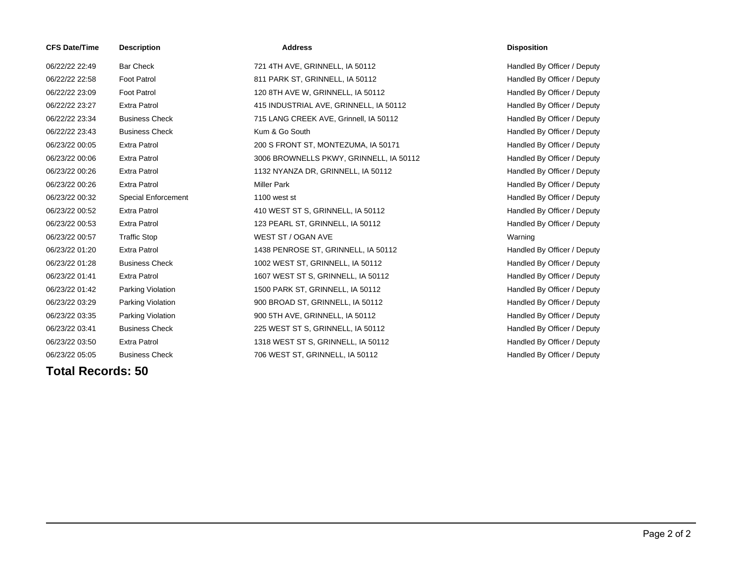| CFS Date/Time | Description | Address | Disposition |
|---|---|---|---|
| 06/22/22 22:49 | Bar Check | 721 4TH AVE, GRINNELL, IA 50112 | Handled By Officer / Deputy |
| 06/22/22 22:58 | Foot Patrol | 811 PARK ST, GRINNELL, IA 50112 | Handled By Officer / Deputy |
| 06/22/22 23:09 | Foot Patrol | 120 8TH AVE W, GRINNELL, IA 50112 | Handled By Officer / Deputy |
| 06/22/22 23:27 | Extra Patrol | 415 INDUSTRIAL AVE, GRINNELL, IA 50112 | Handled By Officer / Deputy |
| 06/22/22 23:34 | Business Check | 715 LANG CREEK AVE, Grinnell, IA 50112 | Handled By Officer / Deputy |
| 06/22/22 23:43 | Business Check | Kum & Go South | Handled By Officer / Deputy |
| 06/23/22 00:05 | Extra Patrol | 200 S FRONT ST, MONTEZUMA, IA 50171 | Handled By Officer / Deputy |
| 06/23/22 00:06 | Extra Patrol | 3006 BROWNELLS PKWY, GRINNELL, IA 50112 | Handled By Officer / Deputy |
| 06/23/22 00:26 | Extra Patrol | 1132 NYANZA DR, GRINNELL, IA 50112 | Handled By Officer / Deputy |
| 06/23/22 00:26 | Extra Patrol | Miller Park | Handled By Officer / Deputy |
| 06/23/22 00:32 | Special Enforcement | 1100 west st | Handled By Officer / Deputy |
| 06/23/22 00:52 | Extra Patrol | 410 WEST ST S, GRINNELL, IA 50112 | Handled By Officer / Deputy |
| 06/23/22 00:53 | Extra Patrol | 123 PEARL ST, GRINNELL, IA 50112 | Handled By Officer / Deputy |
| 06/23/22 00:57 | Traffic Stop | WEST ST / OGAN AVE | Warning |
| 06/23/22 01:20 | Extra Patrol | 1438 PENROSE ST, GRINNELL, IA 50112 | Handled By Officer / Deputy |
| 06/23/22 01:28 | Business Check | 1002 WEST ST, GRINNELL, IA 50112 | Handled By Officer / Deputy |
| 06/23/22 01:41 | Extra Patrol | 1607 WEST ST S, GRINNELL, IA 50112 | Handled By Officer / Deputy |
| 06/23/22 01:42 | Parking Violation | 1500 PARK ST, GRINNELL, IA 50112 | Handled By Officer / Deputy |
| 06/23/22 03:29 | Parking Violation | 900 BROAD ST, GRINNELL, IA 50112 | Handled By Officer / Deputy |
| 06/23/22 03:35 | Parking Violation | 900 5TH AVE, GRINNELL, IA 50112 | Handled By Officer / Deputy |
| 06/23/22 03:41 | Business Check | 225 WEST ST S, GRINNELL, IA 50112 | Handled By Officer / Deputy |
| 06/23/22 03:50 | Extra Patrol | 1318 WEST ST S, GRINNELL, IA 50112 | Handled By Officer / Deputy |
| 06/23/22 05:05 | Business Check | 706 WEST ST, GRINNELL, IA 50112 | Handled By Officer / Deputy |

**Total Records: 50**